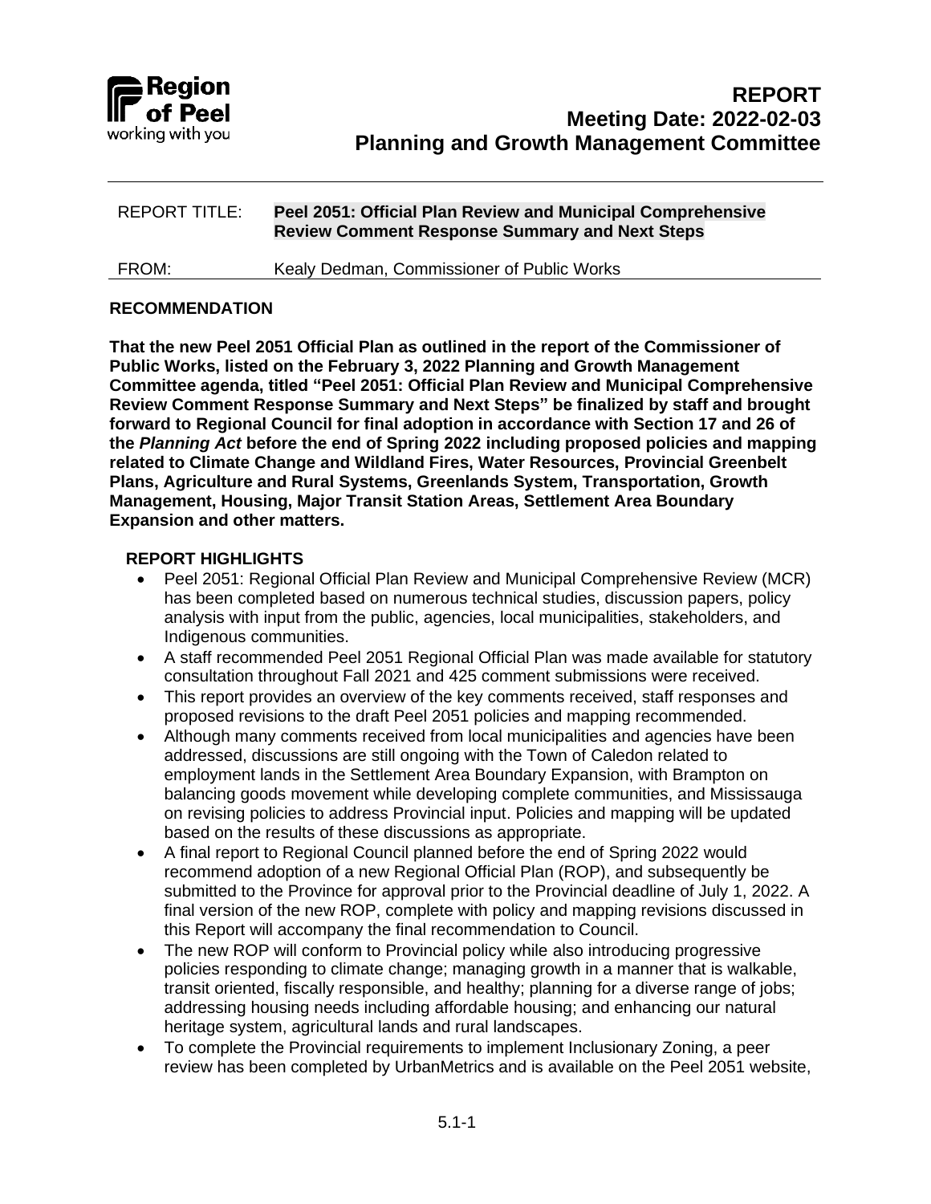Region of Peel
working with you

# REPORT
## Meeting Date: 2022-02-03
## Planning and Growth Management Committee

REPORT TITLE: **Peel 2051: Official Plan Review and Municipal Comprehensive Review Comment Response Summary and Next Steps**

FROM: Kealy Dedman, Commissioner of Public Works

### RECOMMENDATION

**That the new Peel 2051 Official Plan as outlined in the report of the Commissioner of Public Works, listed on the February 3, 2022 Planning and Growth Management Committee agenda, titled "Peel 2051: Official Plan Review and Municipal Comprehensive Review Comment Response Summary and Next Steps" be finalized by staff and brought forward to Regional Council for final adoption in accordance with Section 17 and 26 of the *Planning Act* before the end of Spring 2022 including proposed policies and mapping related to Climate Change and Wildland Fires, Water Resources, Provincial Greenbelt Plans, Agriculture and Rural Systems, Greenlands System, Transportation, Growth Management, Housing, Major Transit Station Areas, Settlement Area Boundary Expansion and other matters.**

### REPORT HIGHLIGHTS

- Peel 2051: Regional Official Plan Review and Municipal Comprehensive Review (MCR) has been completed based on numerous technical studies, discussion papers, policy analysis with input from the public, agencies, local municipalities, stakeholders, and Indigenous communities.
- A staff recommended Peel 2051 Regional Official Plan was made available for statutory consultation throughout Fall 2021 and 425 comment submissions were received.
- This report provides an overview of the key comments received, staff responses and proposed revisions to the draft Peel 2051 policies and mapping recommended.
- Although many comments received from local municipalities and agencies have been addressed, discussions are still ongoing with the Town of Caledon related to employment lands in the Settlement Area Boundary Expansion, with Brampton on balancing goods movement while developing complete communities, and Mississauga on revising policies to address Provincial input. Policies and mapping will be updated based on the results of these discussions as appropriate.
- A final report to Regional Council planned before the end of Spring 2022 would recommend adoption of a new Regional Official Plan (ROP), and subsequently be submitted to the Province for approval prior to the Provincial deadline of July 1, 2022. A final version of the new ROP, complete with policy and mapping revisions discussed in this Report will accompany the final recommendation to Council.
- The new ROP will conform to Provincial policy while also introducing progressive policies responding to climate change; managing growth in a manner that is walkable, transit oriented, fiscally responsible, and healthy; planning for a diverse range of jobs; addressing housing needs including affordable housing; and enhancing our natural heritage system, agricultural lands and rural landscapes.
- To complete the Provincial requirements to implement Inclusionary Zoning, a peer review has been completed by UrbanMetrics and is available on the Peel 2051 website,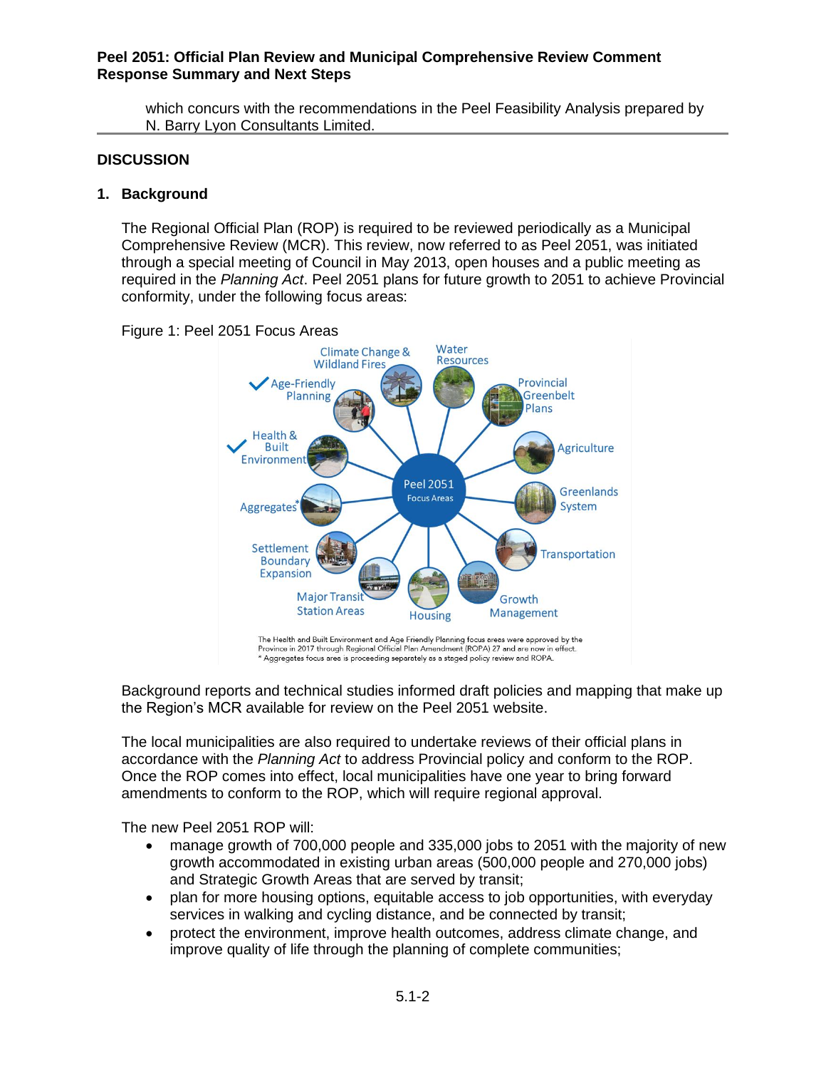which concurs with the recommendations in the Peel Feasibility Analysis prepared by N. Barry Lyon Consultants Limited.

## DISCUSSION

### 1. Background

The Regional Official Plan (ROP) is required to be reviewed periodically as a Municipal Comprehensive Review (MCR). This review, now referred to as Peel 2051, was initiated through a special meeting of Council in May 2013, open houses and a public meeting as required in the *Planning Act*. Peel 2051 plans for future growth to 2051 to achieve Provincial conformity, under the following focus areas:

Figure 1: Peel 2051 Focus Areas

Peel 2051 Focus Areas: Climate Change & Wildland Fires; Water Resources; Provincial Greenbelt Plans; Agriculture; Greenlands System; Transportation; Growth Management; Housing; Major Transit Station Areas; Settlement Boundary Expansion; Aggregates*; Health & Built Environment ✓; Age-Friendly Planning ✓

The Health and Built Environment and Age Friendly Planning focus areas were approved by the Province in 2017 through Regional Official Plan Amendment (ROPA) 27 and are now in effect.
* Aggregates focus area is proceeding separately as a staged policy review and ROPA.

Background reports and technical studies informed draft policies and mapping that make up the Region's MCR available for review on the Peel 2051 website.

The local municipalities are also required to undertake reviews of their official plans in accordance with the *Planning Act* to address Provincial policy and conform to the ROP. Once the ROP comes into effect, local municipalities have one year to bring forward amendments to conform to the ROP, which will require regional approval.

The new Peel 2051 ROP will:

- manage growth of 700,000 people and 335,000 jobs to 2051 with the majority of new growth accommodated in existing urban areas (500,000 people and 270,000 jobs) and Strategic Growth Areas that are served by transit;
- plan for more housing options, equitable access to job opportunities, with everyday services in walking and cycling distance, and be connected by transit;
- protect the environment, improve health outcomes, address climate change, and improve quality of life through the planning of complete communities;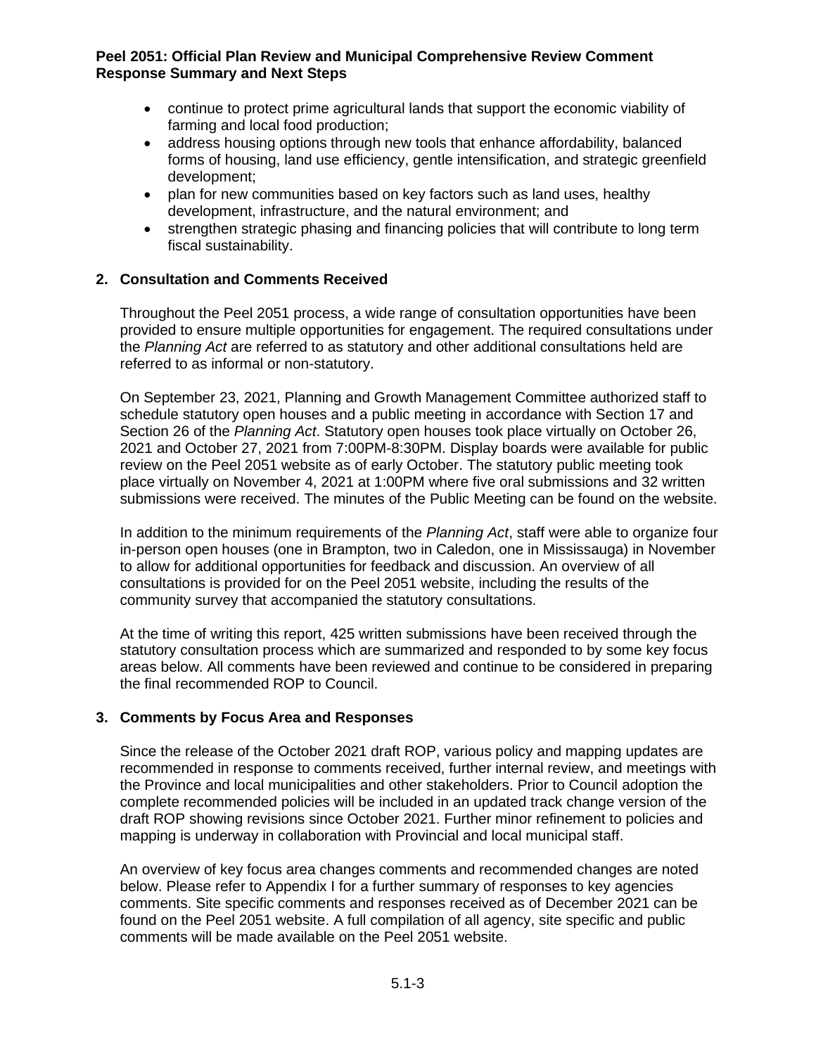- continue to protect prime agricultural lands that support the economic viability of farming and local food production;
- address housing options through new tools that enhance affordability, balanced forms of housing, land use efficiency, gentle intensification, and strategic greenfield development;
- plan for new communities based on key factors such as land uses, healthy development, infrastructure, and the natural environment; and
- strengthen strategic phasing and financing policies that will contribute to long term fiscal sustainability.

## 2. Consultation and Comments Received

Throughout the Peel 2051 process, a wide range of consultation opportunities have been provided to ensure multiple opportunities for engagement. The required consultations under the *Planning Act* are referred to as statutory and other additional consultations held are referred to as informal or non-statutory.

On September 23, 2021, Planning and Growth Management Committee authorized staff to schedule statutory open houses and a public meeting in accordance with Section 17 and Section 26 of the *Planning Act*. Statutory open houses took place virtually on October 26, 2021 and October 27, 2021 from 7:00PM-8:30PM. Display boards were available for public review on the Peel 2051 website as of early October. The statutory public meeting took place virtually on November 4, 2021 at 1:00PM where five oral submissions and 32 written submissions were received. The minutes of the Public Meeting can be found on the website.

In addition to the minimum requirements of the *Planning Act*, staff were able to organize four in-person open houses (one in Brampton, two in Caledon, one in Mississauga) in November to allow for additional opportunities for feedback and discussion. An overview of all consultations is provided for on the Peel 2051 website, including the results of the community survey that accompanied the statutory consultations.

At the time of writing this report, 425 written submissions have been received through the statutory consultation process which are summarized and responded to by some key focus areas below. All comments have been reviewed and continue to be considered in preparing the final recommended ROP to Council.

## 3. Comments by Focus Area and Responses

Since the release of the October 2021 draft ROP, various policy and mapping updates are recommended in response to comments received, further internal review, and meetings with the Province and local municipalities and other stakeholders. Prior to Council adoption the complete recommended policies will be included in an updated track change version of the draft ROP showing revisions since October 2021. Further minor refinement to policies and mapping is underway in collaboration with Provincial and local municipal staff.

An overview of key focus area changes comments and recommended changes are noted below. Please refer to Appendix I for a further summary of responses to key agencies comments. Site specific comments and responses received as of December 2021 can be found on the Peel 2051 website. A full compilation of all agency, site specific and public comments will be made available on the Peel 2051 website.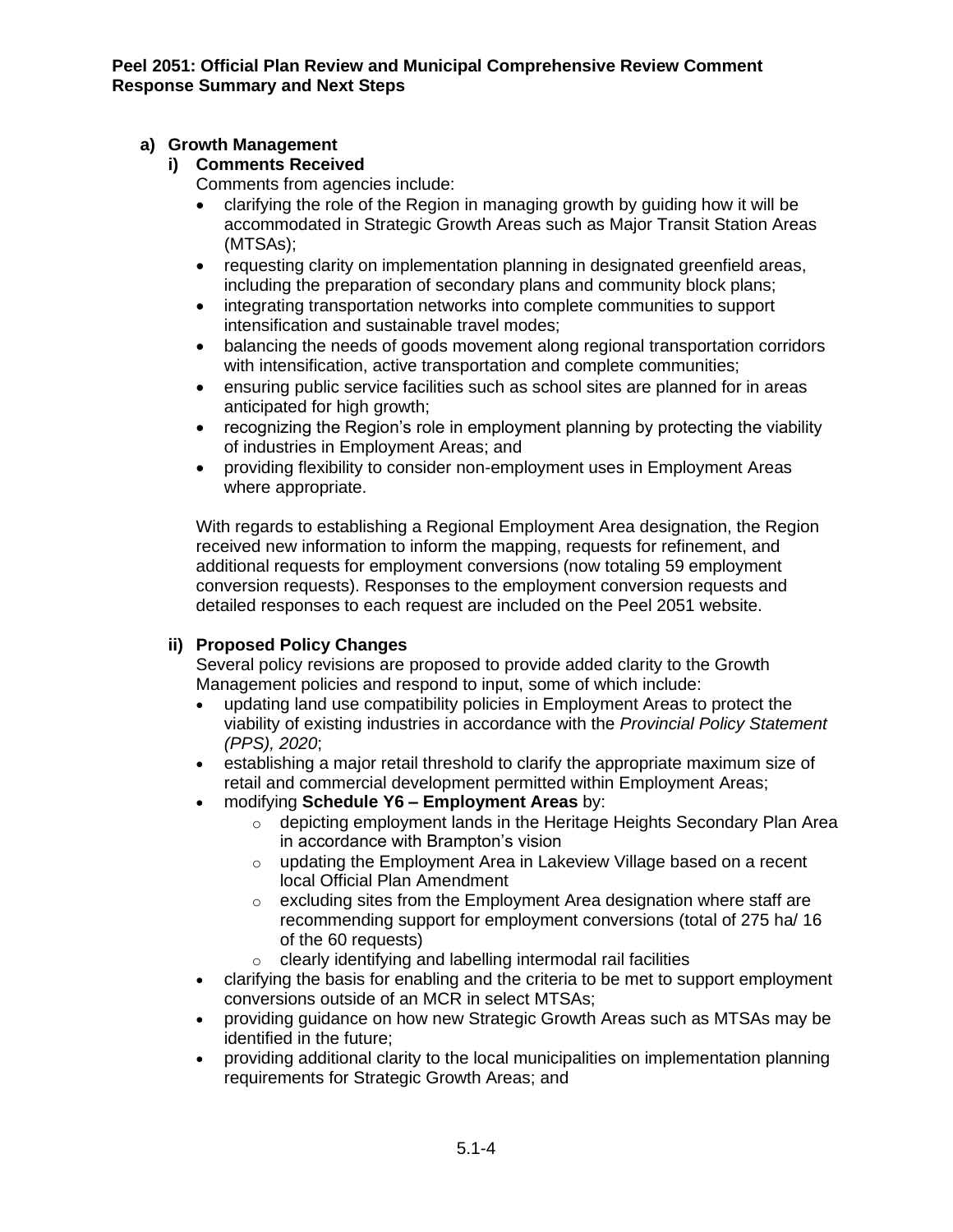**a) Growth Management**

**i) Comments Received**

Comments from agencies include:

- clarifying the role of the Region in managing growth by guiding how it will be accommodated in Strategic Growth Areas such as Major Transit Station Areas (MTSAs);
- requesting clarity on implementation planning in designated greenfield areas, including the preparation of secondary plans and community block plans;
- integrating transportation networks into complete communities to support intensification and sustainable travel modes;
- balancing the needs of goods movement along regional transportation corridors with intensification, active transportation and complete communities;
- ensuring public service facilities such as school sites are planned for in areas anticipated for high growth;
- recognizing the Region's role in employment planning by protecting the viability of industries in Employment Areas; and
- providing flexibility to consider non-employment uses in Employment Areas where appropriate.

With regards to establishing a Regional Employment Area designation, the Region received new information to inform the mapping, requests for refinement, and additional requests for employment conversions (now totaling 59 employment conversion requests). Responses to the employment conversion requests and detailed responses to each request are included on the Peel 2051 website.

**ii) Proposed Policy Changes**

Several policy revisions are proposed to provide added clarity to the Growth Management policies and respond to input, some of which include:

- updating land use compatibility policies in Employment Areas to protect the viability of existing industries in accordance with the *Provincial Policy Statement (PPS), 2020*;
- establishing a major retail threshold to clarify the appropriate maximum size of retail and commercial development permitted within Employment Areas;
- modifying **Schedule Y6 – Employment Areas** by:
  - depicting employment lands in the Heritage Heights Secondary Plan Area in accordance with Brampton's vision
  - updating the Employment Area in Lakeview Village based on a recent local Official Plan Amendment
  - excluding sites from the Employment Area designation where staff are recommending support for employment conversions (total of 275 ha/ 16 of the 60 requests)
  - clearly identifying and labelling intermodal rail facilities
- clarifying the basis for enabling and the criteria to be met to support employment conversions outside of an MCR in select MTSAs;
- providing guidance on how new Strategic Growth Areas such as MTSAs may be identified in the future;
- providing additional clarity to the local municipalities on implementation planning requirements for Strategic Growth Areas; and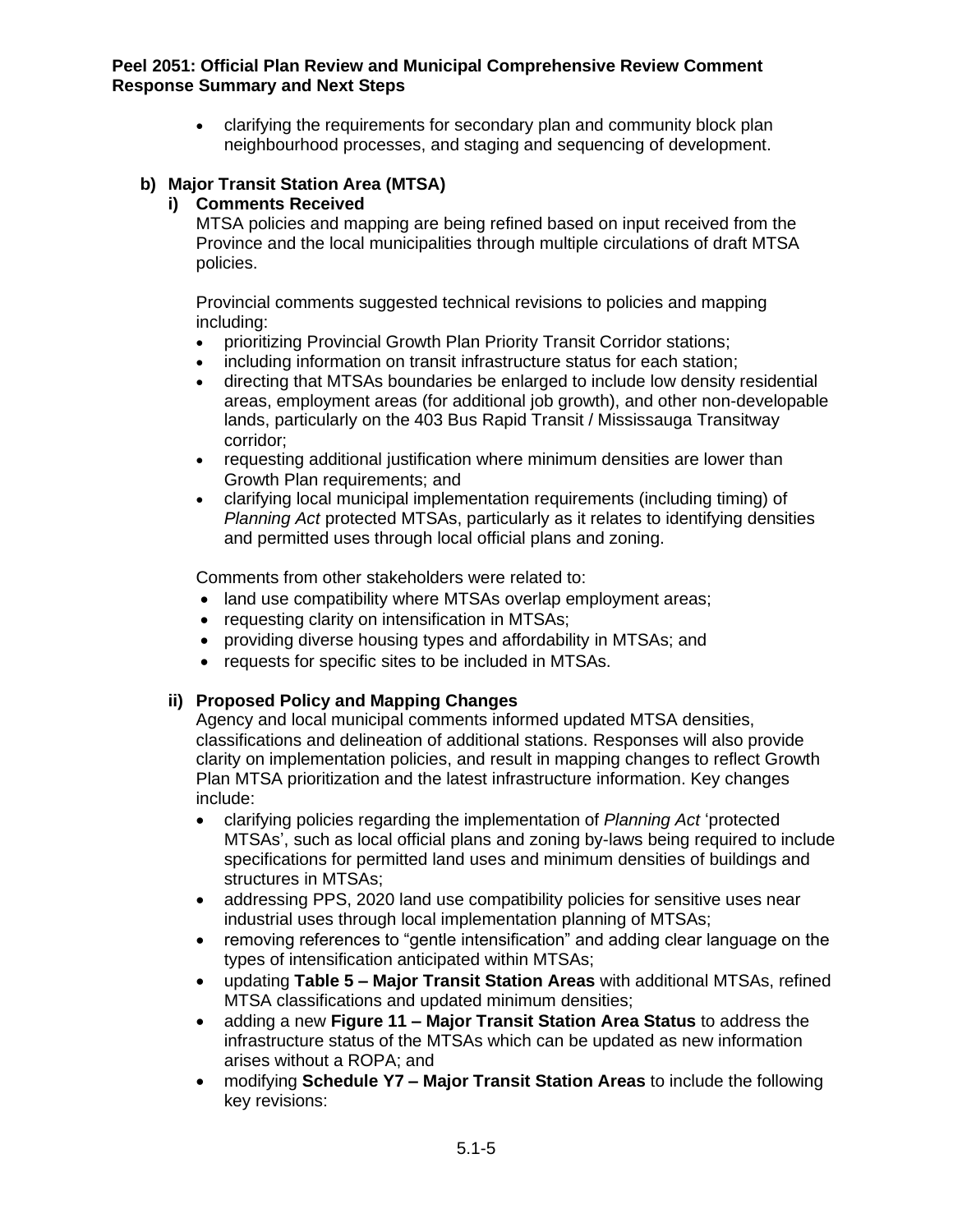- clarifying the requirements for secondary plan and community block plan neighbourhood processes, and staging and sequencing of development.

### b) Major Transit Station Area (MTSA)

#### i) Comments Received

MTSA policies and mapping are being refined based on input received from the Province and the local municipalities through multiple circulations of draft MTSA policies.

Provincial comments suggested technical revisions to policies and mapping including:

- prioritizing Provincial Growth Plan Priority Transit Corridor stations;
- including information on transit infrastructure status for each station;
- directing that MTSAs boundaries be enlarged to include low density residential areas, employment areas (for additional job growth), and other non-developable lands, particularly on the 403 Bus Rapid Transit / Mississauga Transitway corridor;
- requesting additional justification where minimum densities are lower than Growth Plan requirements; and
- clarifying local municipal implementation requirements (including timing) of *Planning Act* protected MTSAs, particularly as it relates to identifying densities and permitted uses through local official plans and zoning.

Comments from other stakeholders were related to:

- land use compatibility where MTSAs overlap employment areas;
- requesting clarity on intensification in MTSAs;
- providing diverse housing types and affordability in MTSAs; and
- requests for specific sites to be included in MTSAs.

#### ii) Proposed Policy and Mapping Changes

Agency and local municipal comments informed updated MTSA densities, classifications and delineation of additional stations. Responses will also provide clarity on implementation policies, and result in mapping changes to reflect Growth Plan MTSA prioritization and the latest infrastructure information. Key changes include:

- clarifying policies regarding the implementation of *Planning Act* 'protected MTSAs', such as local official plans and zoning by-laws being required to include specifications for permitted land uses and minimum densities of buildings and structures in MTSAs;
- addressing PPS, 2020 land use compatibility policies for sensitive uses near industrial uses through local implementation planning of MTSAs;
- removing references to "gentle intensification" and adding clear language on the types of intensification anticipated within MTSAs;
- updating **Table 5 – Major Transit Station Areas** with additional MTSAs, refined MTSA classifications and updated minimum densities;
- adding a new **Figure 11 – Major Transit Station Area Status** to address the infrastructure status of the MTSAs which can be updated as new information arises without a ROPA; and
- modifying **Schedule Y7 – Major Transit Station Areas** to include the following key revisions: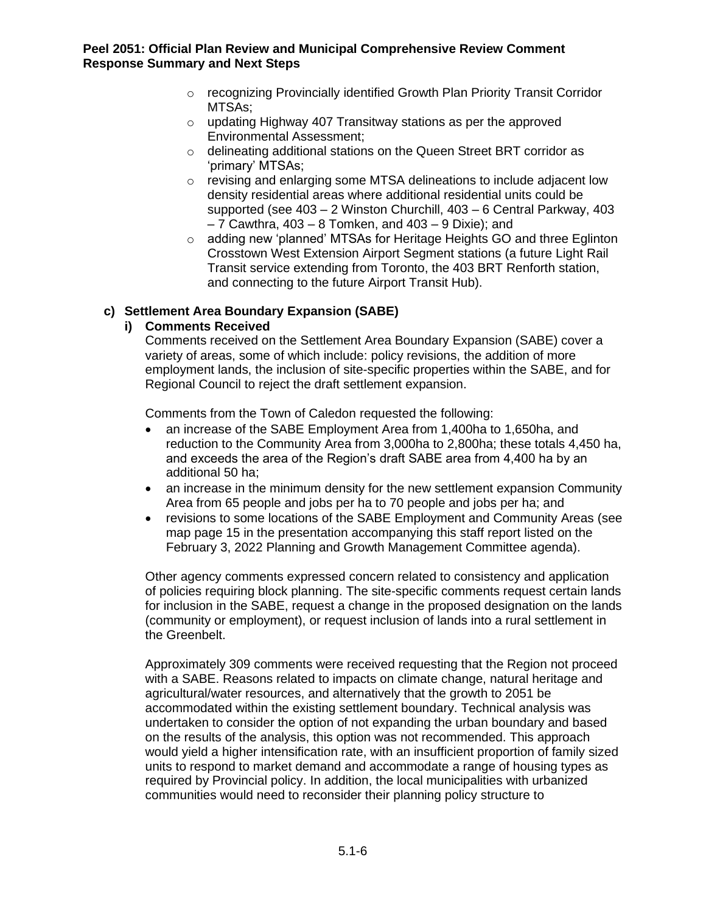- recognizing Provincially identified Growth Plan Priority Transit Corridor MTSAs;
- updating Highway 407 Transitway stations as per the approved Environmental Assessment;
- delineating additional stations on the Queen Street BRT corridor as 'primary' MTSAs;
- revising and enlarging some MTSA delineations to include adjacent low density residential areas where additional residential units could be supported (see 403 – 2 Winston Churchill, 403 – 6 Central Parkway, 403 – 7 Cawthra, 403 – 8 Tomken, and 403 – 9 Dixie); and
- adding new 'planned' MTSAs for Heritage Heights GO and three Eglinton Crosstown West Extension Airport Segment stations (a future Light Rail Transit service extending from Toronto, the 403 BRT Renforth station, and connecting to the future Airport Transit Hub).

### c) Settlement Area Boundary Expansion (SABE)

#### i) Comments Received

Comments received on the Settlement Area Boundary Expansion (SABE) cover a variety of areas, some of which include: policy revisions, the addition of more employment lands, the inclusion of site-specific properties within the SABE, and for Regional Council to reject the draft settlement expansion.

Comments from the Town of Caledon requested the following:

- an increase of the SABE Employment Area from 1,400ha to 1,650ha, and reduction to the Community Area from 3,000ha to 2,800ha; these totals 4,450 ha, and exceeds the area of the Region's draft SABE area from 4,400 ha by an additional 50 ha;
- an increase in the minimum density for the new settlement expansion Community Area from 65 people and jobs per ha to 70 people and jobs per ha; and
- revisions to some locations of the SABE Employment and Community Areas (see map page 15 in the presentation accompanying this staff report listed on the February 3, 2022 Planning and Growth Management Committee agenda).

Other agency comments expressed concern related to consistency and application of policies requiring block planning. The site-specific comments request certain lands for inclusion in the SABE, request a change in the proposed designation on the lands (community or employment), or request inclusion of lands into a rural settlement in the Greenbelt.

Approximately 309 comments were received requesting that the Region not proceed with a SABE. Reasons related to impacts on climate change, natural heritage and agricultural/water resources, and alternatively that the growth to 2051 be accommodated within the existing settlement boundary. Technical analysis was undertaken to consider the option of not expanding the urban boundary and based on the results of the analysis, this option was not recommended. This approach would yield a higher intensification rate, with an insufficient proportion of family sized units to respond to market demand and accommodate a range of housing types as required by Provincial policy. In addition, the local municipalities with urbanized communities would need to reconsider their planning policy structure to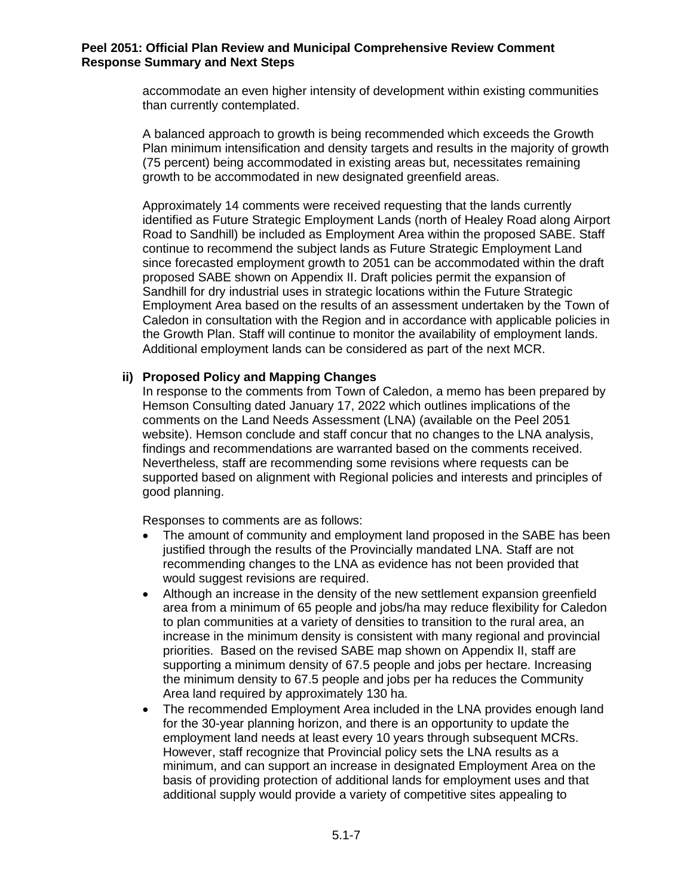accommodate an even higher intensity of development within existing communities than currently contemplated.

A balanced approach to growth is being recommended which exceeds the Growth Plan minimum intensification and density targets and results in the majority of growth (75 percent) being accommodated in existing areas but, necessitates remaining growth to be accommodated in new designated greenfield areas.

Approximately 14 comments were received requesting that the lands currently identified as Future Strategic Employment Lands (north of Healey Road along Airport Road to Sandhill) be included as Employment Area within the proposed SABE. Staff continue to recommend the subject lands as Future Strategic Employment Land since forecasted employment growth to 2051 can be accommodated within the draft proposed SABE shown on Appendix II. Draft policies permit the expansion of Sandhill for dry industrial uses in strategic locations within the Future Strategic Employment Area based on the results of an assessment undertaken by the Town of Caledon in consultation with the Region and in accordance with applicable policies in the Growth Plan. Staff will continue to monitor the availability of employment lands. Additional employment lands can be considered as part of the next MCR.

**ii) Proposed Policy and Mapping Changes**

In response to the comments from Town of Caledon, a memo has been prepared by Hemson Consulting dated January 17, 2022 which outlines implications of the comments on the Land Needs Assessment (LNA) (available on the Peel 2051 website). Hemson conclude and staff concur that no changes to the LNA analysis, findings and recommendations are warranted based on the comments received. Nevertheless, staff are recommending some revisions where requests can be supported based on alignment with Regional policies and interests and principles of good planning.

Responses to comments are as follows:

- The amount of community and employment land proposed in the SABE has been justified through the results of the Provincially mandated LNA. Staff are not recommending changes to the LNA as evidence has not been provided that would suggest revisions are required.
- Although an increase in the density of the new settlement expansion greenfield area from a minimum of 65 people and jobs/ha may reduce flexibility for Caledon to plan communities at a variety of densities to transition to the rural area, an increase in the minimum density is consistent with many regional and provincial priorities. Based on the revised SABE map shown on Appendix II, staff are supporting a minimum density of 67.5 people and jobs per hectare. Increasing the minimum density to 67.5 people and jobs per ha reduces the Community Area land required by approximately 130 ha.
- The recommended Employment Area included in the LNA provides enough land for the 30-year planning horizon, and there is an opportunity to update the employment land needs at least every 10 years through subsequent MCRs. However, staff recognize that Provincial policy sets the LNA results as a minimum, and can support an increase in designated Employment Area on the basis of providing protection of additional lands for employment uses and that additional supply would provide a variety of competitive sites appealing to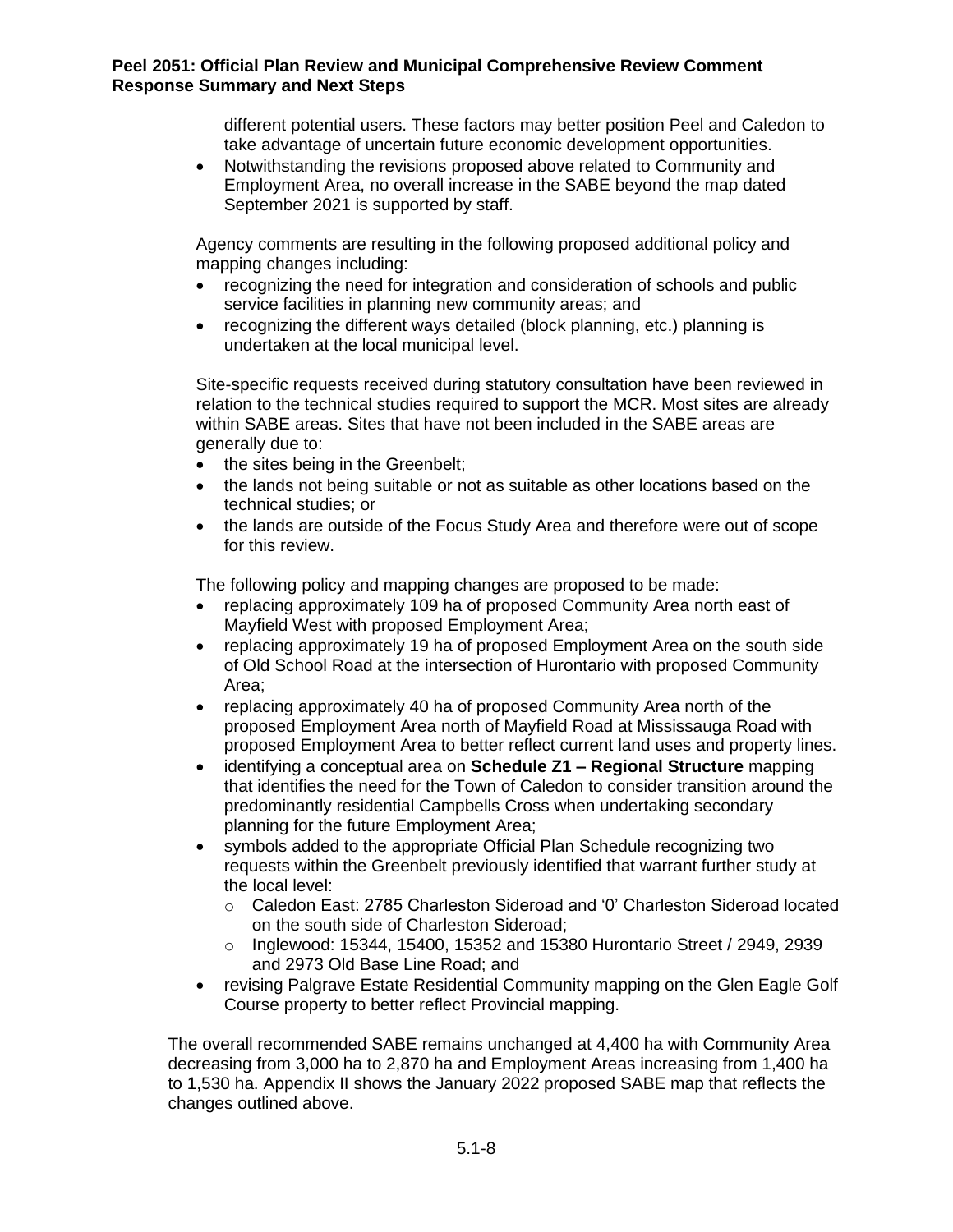different potential users. These factors may better position Peel and Caledon to take advantage of uncertain future economic development opportunities.

- Notwithstanding the revisions proposed above related to Community and Employment Area, no overall increase in the SABE beyond the map dated September 2021 is supported by staff.

Agency comments are resulting in the following proposed additional policy and mapping changes including:

- recognizing the need for integration and consideration of schools and public service facilities in planning new community areas; and
- recognizing the different ways detailed (block planning, etc.) planning is undertaken at the local municipal level.

Site-specific requests received during statutory consultation have been reviewed in relation to the technical studies required to support the MCR. Most sites are already within SABE areas. Sites that have not been included in the SABE areas are generally due to:

- the sites being in the Greenbelt;
- the lands not being suitable or not as suitable as other locations based on the technical studies; or
- the lands are outside of the Focus Study Area and therefore were out of scope for this review.

The following policy and mapping changes are proposed to be made:

- replacing approximately 109 ha of proposed Community Area north east of Mayfield West with proposed Employment Area;
- replacing approximately 19 ha of proposed Employment Area on the south side of Old School Road at the intersection of Hurontario with proposed Community Area;
- replacing approximately 40 ha of proposed Community Area north of the proposed Employment Area north of Mayfield Road at Mississauga Road with proposed Employment Area to better reflect current land uses and property lines.
- identifying a conceptual area on **Schedule Z1 – Regional Structure** mapping that identifies the need for the Town of Caledon to consider transition around the predominantly residential Campbells Cross when undertaking secondary planning for the future Employment Area;
- symbols added to the appropriate Official Plan Schedule recognizing two requests within the Greenbelt previously identified that warrant further study at the local level:
  - Caledon East: 2785 Charleston Sideroad and '0' Charleston Sideroad located on the south side of Charleston Sideroad;
  - Inglewood: 15344, 15400, 15352 and 15380 Hurontario Street / 2949, 2939 and 2973 Old Base Line Road; and
- revising Palgrave Estate Residential Community mapping on the Glen Eagle Golf Course property to better reflect Provincial mapping.

The overall recommended SABE remains unchanged at 4,400 ha with Community Area decreasing from 3,000 ha to 2,870 ha and Employment Areas increasing from 1,400 ha to 1,530 ha. Appendix II shows the January 2022 proposed SABE map that reflects the changes outlined above.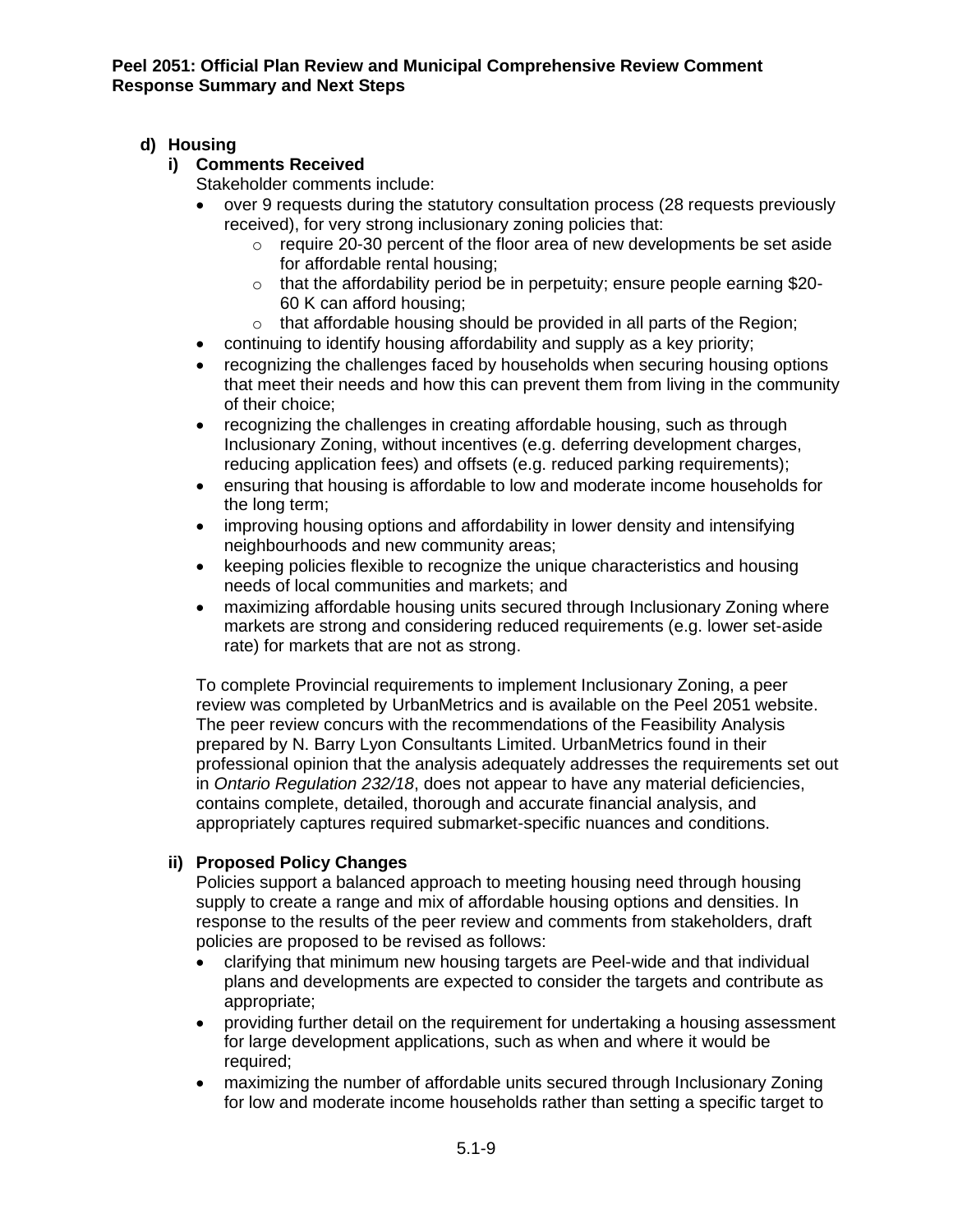**d) Housing**

**i) Comments Received**

Stakeholder comments include:

- over 9 requests during the statutory consultation process (28 requests previously received), for very strong inclusionary zoning policies that:
  - require 20-30 percent of the floor area of new developments be set aside for affordable rental housing;
  - that the affordability period be in perpetuity; ensure people earning $20-60 K can afford housing;
  - that affordable housing should be provided in all parts of the Region;
- continuing to identify housing affordability and supply as a key priority;
- recognizing the challenges faced by households when securing housing options that meet their needs and how this can prevent them from living in the community of their choice;
- recognizing the challenges in creating affordable housing, such as through Inclusionary Zoning, without incentives (e.g. deferring development charges, reducing application fees) and offsets (e.g. reduced parking requirements);
- ensuring that housing is affordable to low and moderate income households for the long term;
- improving housing options and affordability in lower density and intensifying neighbourhoods and new community areas;
- keeping policies flexible to recognize the unique characteristics and housing needs of local communities and markets; and
- maximizing affordable housing units secured through Inclusionary Zoning where markets are strong and considering reduced requirements (e.g. lower set-aside rate) for markets that are not as strong.

To complete Provincial requirements to implement Inclusionary Zoning, a peer review was completed by UrbanMetrics and is available on the Peel 2051 website. The peer review concurs with the recommendations of the Feasibility Analysis prepared by N. Barry Lyon Consultants Limited. UrbanMetrics found in their professional opinion that the analysis adequately addresses the requirements set out in *Ontario Regulation 232/18*, does not appear to have any material deficiencies, contains complete, detailed, thorough and accurate financial analysis, and appropriately captures required submarket-specific nuances and conditions.

**ii) Proposed Policy Changes**

Policies support a balanced approach to meeting housing need through housing supply to create a range and mix of affordable housing options and densities. In response to the results of the peer review and comments from stakeholders, draft policies are proposed to be revised as follows:

- clarifying that minimum new housing targets are Peel-wide and that individual plans and developments are expected to consider the targets and contribute as appropriate;
- providing further detail on the requirement for undertaking a housing assessment for large development applications, such as when and where it would be required;
- maximizing the number of affordable units secured through Inclusionary Zoning for low and moderate income households rather than setting a specific target to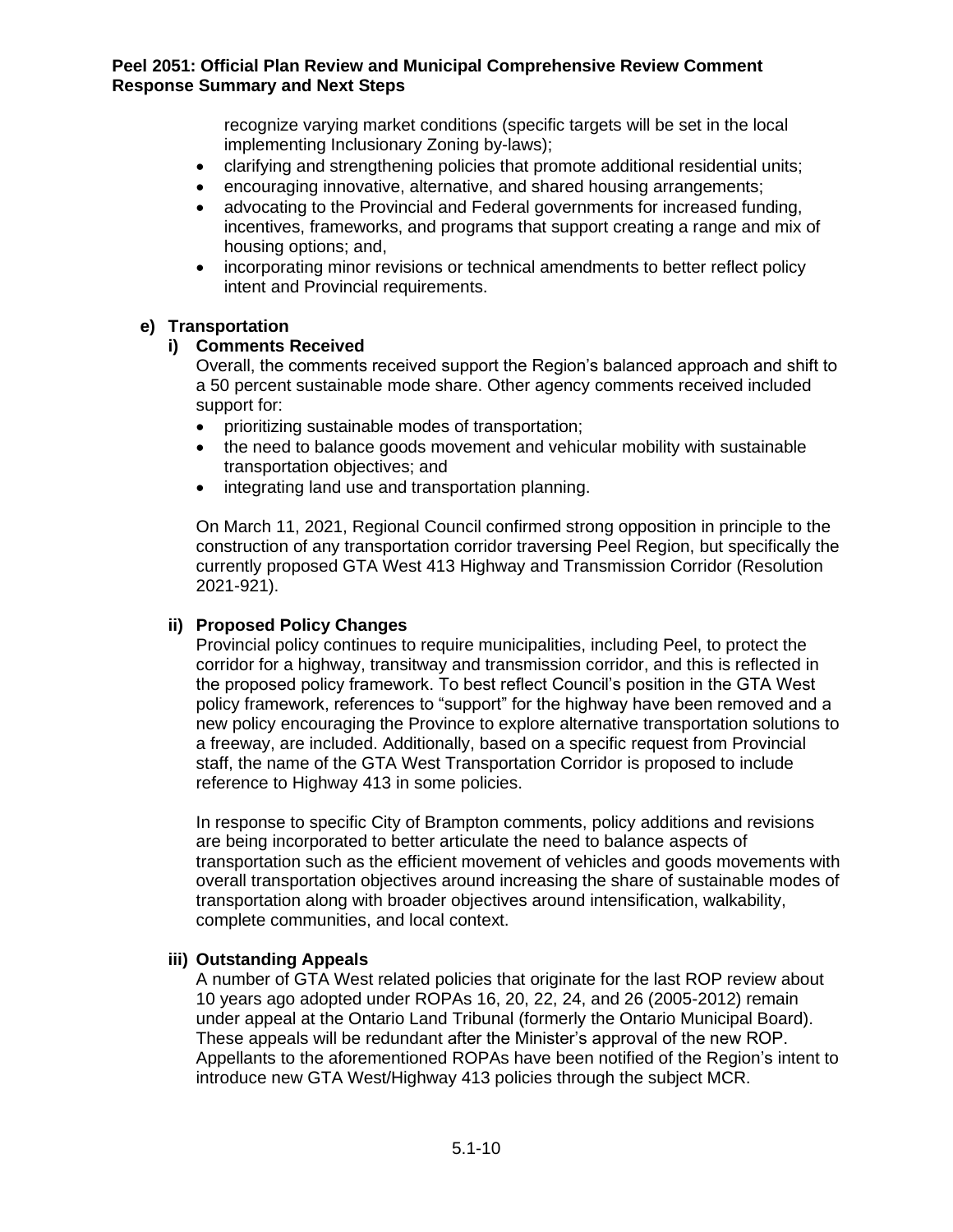recognize varying market conditions (specific targets will be set in the local implementing Inclusionary Zoning by-laws);

- clarifying and strengthening policies that promote additional residential units;
- encouraging innovative, alternative, and shared housing arrangements;
- advocating to the Provincial and Federal governments for increased funding, incentives, frameworks, and programs that support creating a range and mix of housing options; and,
- incorporating minor revisions or technical amendments to better reflect policy intent and Provincial requirements.

### e) Transportation

#### i) Comments Received

Overall, the comments received support the Region's balanced approach and shift to a 50 percent sustainable mode share. Other agency comments received included support for:

- prioritizing sustainable modes of transportation;
- the need to balance goods movement and vehicular mobility with sustainable transportation objectives; and
- integrating land use and transportation planning.

On March 11, 2021, Regional Council confirmed strong opposition in principle to the construction of any transportation corridor traversing Peel Region, but specifically the currently proposed GTA West 413 Highway and Transmission Corridor (Resolution 2021-921).

#### ii) Proposed Policy Changes

Provincial policy continues to require municipalities, including Peel, to protect the corridor for a highway, transitway and transmission corridor, and this is reflected in the proposed policy framework. To best reflect Council's position in the GTA West policy framework, references to "support" for the highway have been removed and a new policy encouraging the Province to explore alternative transportation solutions to a freeway, are included. Additionally, based on a specific request from Provincial staff, the name of the GTA West Transportation Corridor is proposed to include reference to Highway 413 in some policies.

In response to specific City of Brampton comments, policy additions and revisions are being incorporated to better articulate the need to balance aspects of transportation such as the efficient movement of vehicles and goods movements with overall transportation objectives around increasing the share of sustainable modes of transportation along with broader objectives around intensification, walkability, complete communities, and local context.

#### iii) Outstanding Appeals

A number of GTA West related policies that originate for the last ROP review about 10 years ago adopted under ROPAs 16, 20, 22, 24, and 26 (2005-2012) remain under appeal at the Ontario Land Tribunal (formerly the Ontario Municipal Board). These appeals will be redundant after the Minister's approval of the new ROP. Appellants to the aforementioned ROPAs have been notified of the Region's intent to introduce new GTA West/Highway 413 policies through the subject MCR.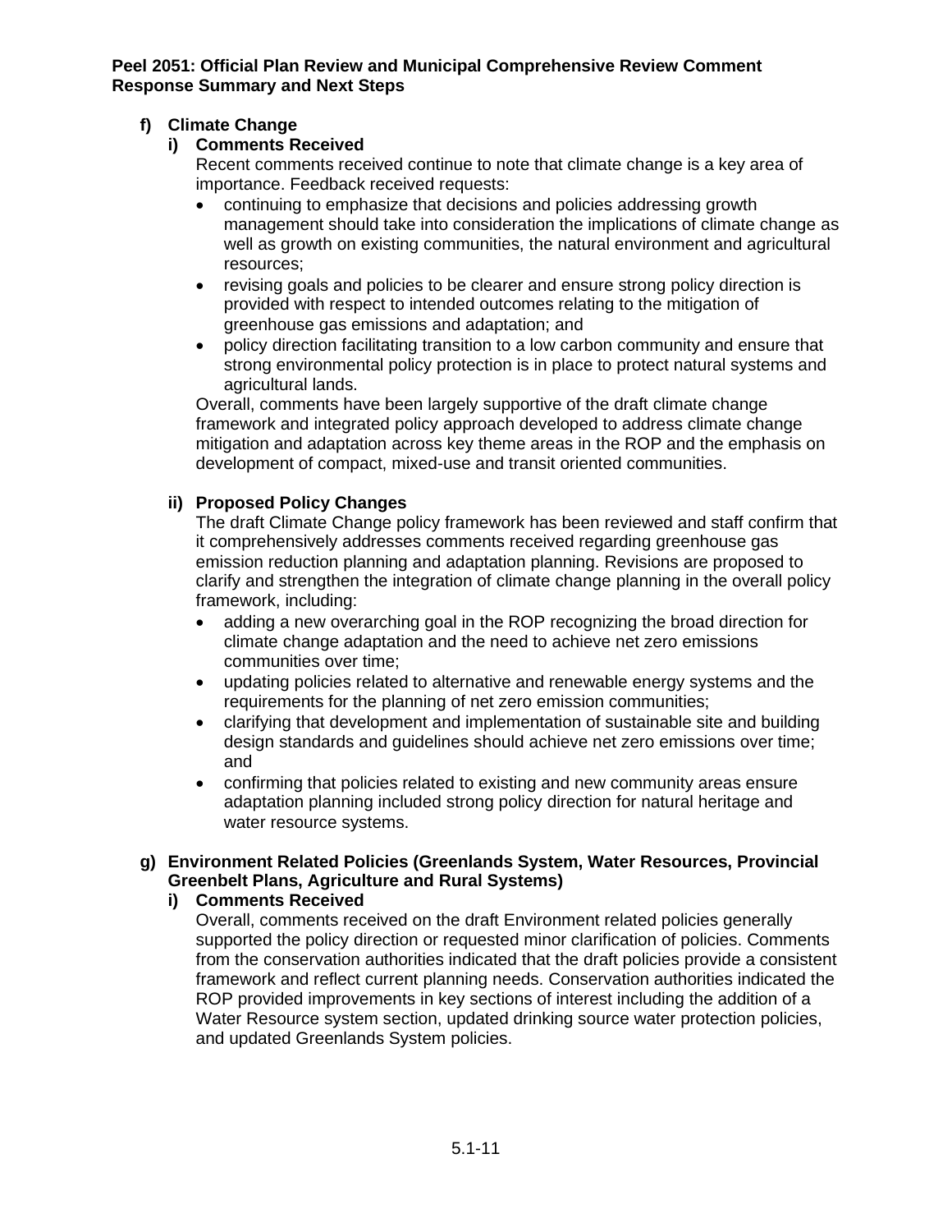#### f) Climate Change

##### i) Comments Received

Recent comments received continue to note that climate change is a key area of importance. Feedback received requests:

- continuing to emphasize that decisions and policies addressing growth management should take into consideration the implications of climate change as well as growth on existing communities, the natural environment and agricultural resources;
- revising goals and policies to be clearer and ensure strong policy direction is provided with respect to intended outcomes relating to the mitigation of greenhouse gas emissions and adaptation; and
- policy direction facilitating transition to a low carbon community and ensure that strong environmental policy protection is in place to protect natural systems and agricultural lands.

Overall, comments have been largely supportive of the draft climate change framework and integrated policy approach developed to address climate change mitigation and adaptation across key theme areas in the ROP and the emphasis on development of compact, mixed-use and transit oriented communities.

##### ii) Proposed Policy Changes

The draft Climate Change policy framework has been reviewed and staff confirm that it comprehensively addresses comments received regarding greenhouse gas emission reduction planning and adaptation planning. Revisions are proposed to clarify and strengthen the integration of climate change planning in the overall policy framework, including:

- adding a new overarching goal in the ROP recognizing the broad direction for climate change adaptation and the need to achieve net zero emissions communities over time;
- updating policies related to alternative and renewable energy systems and the requirements for the planning of net zero emission communities;
- clarifying that development and implementation of sustainable site and building design standards and guidelines should achieve net zero emissions over time; and
- confirming that policies related to existing and new community areas ensure adaptation planning included strong policy direction for natural heritage and water resource systems.

#### g) Environment Related Policies (Greenlands System, Water Resources, Provincial Greenbelt Plans, Agriculture and Rural Systems)

##### i) Comments Received

Overall, comments received on the draft Environment related policies generally supported the policy direction or requested minor clarification of policies. Comments from the conservation authorities indicated that the draft policies provide a consistent framework and reflect current planning needs. Conservation authorities indicated the ROP provided improvements in key sections of interest including the addition of a Water Resource system section, updated drinking source water protection policies, and updated Greenlands System policies.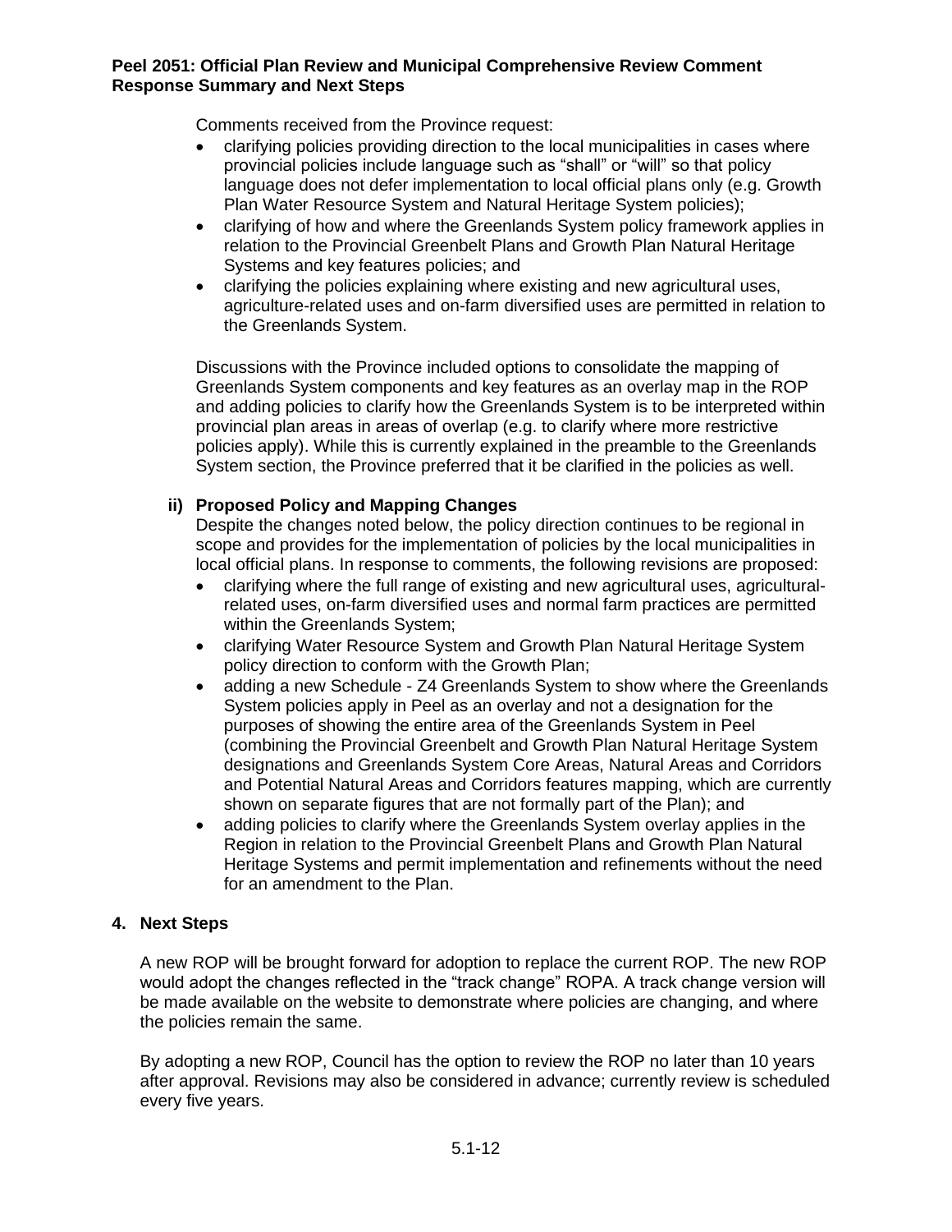Comments received from the Province request:

- clarifying policies providing direction to the local municipalities in cases where provincial policies include language such as “shall” or “will” so that policy language does not defer implementation to local official plans only (e.g. Growth Plan Water Resource System and Natural Heritage System policies);
- clarifying of how and where the Greenlands System policy framework applies in relation to the Provincial Greenbelt Plans and Growth Plan Natural Heritage Systems and key features policies; and
- clarifying the policies explaining where existing and new agricultural uses, agriculture-related uses and on-farm diversified uses are permitted in relation to the Greenlands System.

Discussions with the Province included options to consolidate the mapping of Greenlands System components and key features as an overlay map in the ROP and adding policies to clarify how the Greenlands System is to be interpreted within provincial plan areas in areas of overlap (e.g. to clarify where more restrictive policies apply). While this is currently explained in the preamble to the Greenlands System section, the Province preferred that it be clarified in the policies as well.

**ii) Proposed Policy and Mapping Changes**

Despite the changes noted below, the policy direction continues to be regional in scope and provides for the implementation of policies by the local municipalities in local official plans. In response to comments, the following revisions are proposed:

- clarifying where the full range of existing and new agricultural uses, agricultural-related uses, on-farm diversified uses and normal farm practices are permitted within the Greenlands System;
- clarifying Water Resource System and Growth Plan Natural Heritage System policy direction to conform with the Growth Plan;
- adding a new Schedule - Z4 Greenlands System to show where the Greenlands System policies apply in Peel as an overlay and not a designation for the purposes of showing the entire area of the Greenlands System in Peel (combining the Provincial Greenbelt and Growth Plan Natural Heritage System designations and Greenlands System Core Areas, Natural Areas and Corridors and Potential Natural Areas and Corridors features mapping, which are currently shown on separate figures that are not formally part of the Plan); and
- adding policies to clarify where the Greenlands System overlay applies in the Region in relation to the Provincial Greenbelt Plans and Growth Plan Natural Heritage Systems and permit implementation and refinements without the need for an amendment to the Plan.

## 4. Next Steps

A new ROP will be brought forward for adoption to replace the current ROP. The new ROP would adopt the changes reflected in the “track change” ROPA. A track change version will be made available on the website to demonstrate where policies are changing, and where the policies remain the same.

By adopting a new ROP, Council has the option to review the ROP no later than 10 years after approval. Revisions may also be considered in advance; currently review is scheduled every five years.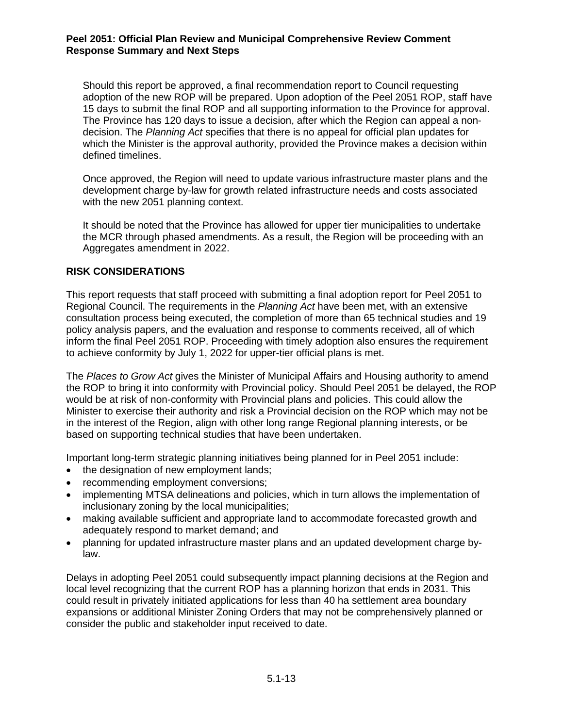Should this report be approved, a final recommendation report to Council requesting adoption of the new ROP will be prepared. Upon adoption of the Peel 2051 ROP, staff have 15 days to submit the final ROP and all supporting information to the Province for approval. The Province has 120 days to issue a decision, after which the Region can appeal a non-decision. The *Planning Act* specifies that there is no appeal for official plan updates for which the Minister is the approval authority, provided the Province makes a decision within defined timelines.

Once approved, the Region will need to update various infrastructure master plans and the development charge by-law for growth related infrastructure needs and costs associated with the new 2051 planning context.

It should be noted that the Province has allowed for upper tier municipalities to undertake the MCR through phased amendments. As a result, the Region will be proceeding with an Aggregates amendment in 2022.

## RISK CONSIDERATIONS

This report requests that staff proceed with submitting a final adoption report for Peel 2051 to Regional Council. The requirements in the *Planning Act* have been met, with an extensive consultation process being executed, the completion of more than 65 technical studies and 19 policy analysis papers, and the evaluation and response to comments received, all of which inform the final Peel 2051 ROP. Proceeding with timely adoption also ensures the requirement to achieve conformity by July 1, 2022 for upper-tier official plans is met.

The *Places to Grow Act* gives the Minister of Municipal Affairs and Housing authority to amend the ROP to bring it into conformity with Provincial policy. Should Peel 2051 be delayed, the ROP would be at risk of non-conformity with Provincial plans and policies. This could allow the Minister to exercise their authority and risk a Provincial decision on the ROP which may not be in the interest of the Region, align with other long range Regional planning interests, or be based on supporting technical studies that have been undertaken.

Important long-term strategic planning initiatives being planned for in Peel 2051 include:

- the designation of new employment lands;
- recommending employment conversions;
- implementing MTSA delineations and policies, which in turn allows the implementation of inclusionary zoning by the local municipalities;
- making available sufficient and appropriate land to accommodate forecasted growth and adequately respond to market demand; and
- planning for updated infrastructure master plans and an updated development charge by-law.

Delays in adopting Peel 2051 could subsequently impact planning decisions at the Region and local level recognizing that the current ROP has a planning horizon that ends in 2031. This could result in privately initiated applications for less than 40 ha settlement area boundary expansions or additional Minister Zoning Orders that may not be comprehensively planned or consider the public and stakeholder input received to date.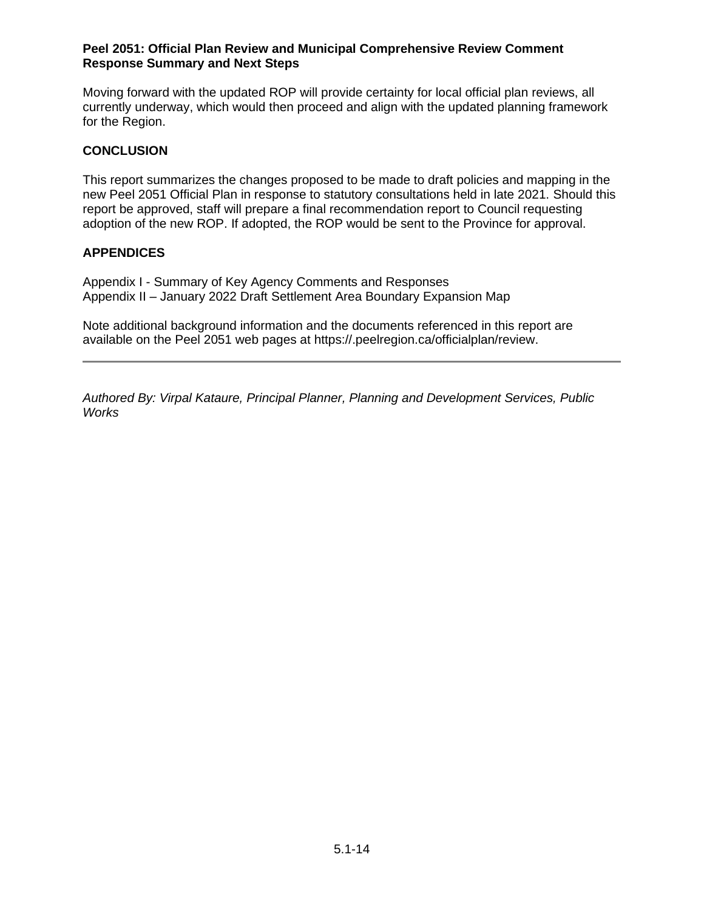Moving forward with the updated ROP will provide certainty for local official plan reviews, all currently underway, which would then proceed and align with the updated planning framework for the Region.

## CONCLUSION

This report summarizes the changes proposed to be made to draft policies and mapping in the new Peel 2051 Official Plan in response to statutory consultations held in late 2021. Should this report be approved, staff will prepare a final recommendation report to Council requesting adoption of the new ROP. If adopted, the ROP would be sent to the Province for approval.

## APPENDICES

Appendix I - Summary of Key Agency Comments and Responses
Appendix II – January 2022 Draft Settlement Area Boundary Expansion Map

Note additional background information and the documents referenced in this report are available on the Peel 2051 web pages at https://.peelregion.ca/officialplan/review.

---

*Authored By: Virpal Kataure, Principal Planner, Planning and Development Services, Public Works*